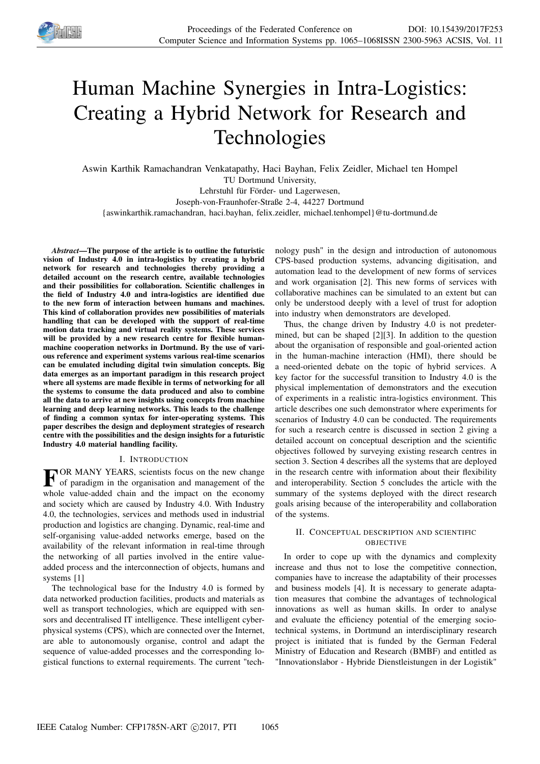# Human Machine Synergies in Intra-Logistics: Creating a Hybrid Network for Research and Technologies

Aswin Karthik Ramachandran Venkatapathy, Haci Bayhan, Felix Zeidler, Michael ten Hompel
TU Dortmund University,
Lehrstuhl für Förder- und Lagerwesen,
Joseph-von-Fraunhofer-Straße 2-4, 44227 Dortmund
{aswinkarthik.ramachandran, haci.bayhan, felix.zeidler, michael.tenhompel}@tu-dortmund.de

***Abstract*—The purpose of the article is to outline the futuristic vision of Industry 4.0 in intra-logistics by creating a hybrid network for research and technologies thereby providing a detailed account on the research centre, available technologies and their possibilities for collaboration. Scientific challenges in the field of Industry 4.0 and intra-logistics are identified due to the new form of interaction between humans and machines. This kind of collaboration provides new possibilities of materials handling that can be developed with the support of real-time motion data tracking and virtual reality systems. These services will be provided by a new research centre for flexible human-machine cooperation networks in Dortmund. By the use of various reference and experiment systems various real-time scenarios can be emulated including digital twin simulation concepts. Big data emerges as an important paradigm in this research project where all systems are made flexible in terms of networking for all the systems to consume the data produced and also to combine all the data to arrive at new insights using concepts from machine learning and deep learning networks. This leads to the challenge of finding a common syntax for inter-operating systems. This paper describes the design and deployment strategies of research centre with the possibilities and the design insights for a futuristic Industry 4.0 material handling facility.**

## I. Introduction

FOR MANY YEARS, scientists focus on the new change of paradigm in the organisation and management of the whole value-added chain and the impact on the economy and society which are caused by Industry 4.0. With Industry 4.0, the technologies, services and methods used in industrial production and logistics are changing. Dynamic, real-time and self-organising value-added networks emerge, based on the availability of the relevant information in real-time through the networking of all parties involved in the entire value-added process and the interconnection of objects, humans and systems [1]

The technological base for the Industry 4.0 is formed by data networked production facilities, products and materials as well as transport technologies, which are equipped with sensors and decentralised IT intelligence. These intelligent cyber-physical systems (CPS), which are connected over the Internet, are able to autonomously organise, control and adapt the sequence of value-added processes and the corresponding logistical functions to external requirements. The current "technology push" in the design and introduction of autonomous CPS-based production systems, advancing digitisation, and automation lead to the development of new forms of services and work organisation [2]. This new forms of services with collaborative machines can be simulated to an extent but can only be understood deeply with a level of trust for adoption into industry when demonstrators are developed.

Thus, the change driven by Industry 4.0 is not predetermined, but can be shaped [2][3]. In addition to the question about the organisation of responsible and goal-oriented action in the human-machine interaction (HMI), there should be a need-oriented debate on the topic of hybrid services. A key factor for the successful transition to Industry 4.0 is the physical implementation of demonstrators and the execution of experiments in a realistic intra-logistics environment. This article describes one such demonstrator where experiments for scenarios of Industry 4.0 can be conducted. The requirements for such a research centre is discussed in section 2 giving a detailed account on conceptual description and the scientific objectives followed by surveying existing research centres in section 3. Section 4 describes all the systems that are deployed in the research centre with information about their flexibility and interoperability. Section 5 concludes the article with the summary of the systems deployed with the direct research goals arising because of the interoperability and collaboration of the systems.

## II. Conceptual description and scientific objective

In order to cope up with the dynamics and complexity increase and thus not to lose the competitive connection, companies have to increase the adaptability of their processes and business models [4]. It is necessary to generate adaptation measures that combine the advantages of technological innovations as well as human skills. In order to analyse and evaluate the efficiency potential of the emerging socio-technical systems, in Dortmund an interdisciplinary research project is initiated that is funded by the German Federal Ministry of Education and Research (BMBF) and entitled as "Innovationslabor - Hybride Dienstleistungen in der Logistik"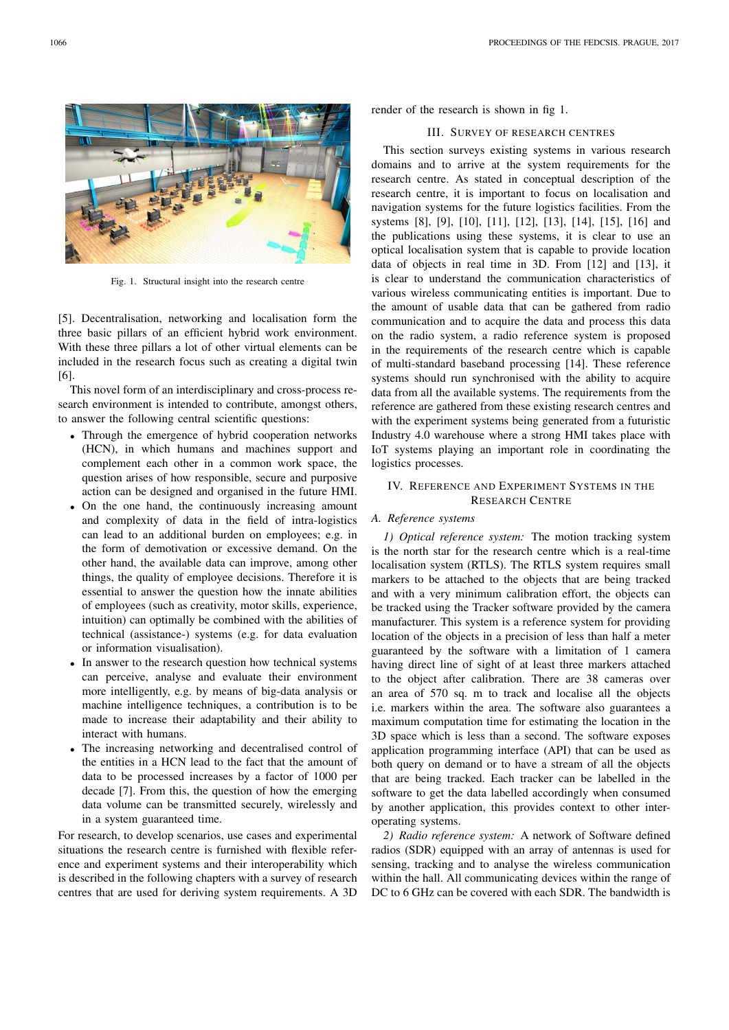Fig. 1. Structural insight into the research centre

[5]. Decentralisation, networking and localisation form the three basic pillars of an efficient hybrid work environment. With these three pillars a lot of other virtual elements can be included in the research focus such as creating a digital twin [6].

This novel form of an interdisciplinary and cross-process research environment is intended to contribute, amongst others, to answer the following central scientific questions:

- Through the emergence of hybrid cooperation networks (HCN), in which humans and machines support and complement each other in a common work space, the question arises of how responsible, secure and purposive action can be designed and organised in the future HMI.
- On the one hand, the continuously increasing amount and complexity of data in the field of intra-logistics can lead to an additional burden on employees; e.g. in the form of demotivation or excessive demand. On the other hand, the available data can improve, among other things, the quality of employee decisions. Therefore it is essential to answer the question how the innate abilities of employees (such as creativity, motor skills, experience, intuition) can optimally be combined with the abilities of technical (assistance-) systems (e.g. for data evaluation or information visualisation).
- In answer to the research question how technical systems can perceive, analyse and evaluate their environment more intelligently, e.g. by means of big-data analysis or machine intelligence techniques, a contribution is to be made to increase their adaptability and their ability to interact with humans.
- The increasing networking and decentralised control of the entities in a HCN lead to the fact that the amount of data to be processed increases by a factor of 1000 per decade [7]. From this, the question of how the emerging data volume can be transmitted securely, wirelessly and in a system guaranteed time.

For research, to develop scenarios, use cases and experimental situations the research centre is furnished with flexible reference and experiment systems and their interoperability which is described in the following chapters with a survey of research centres that are used for deriving system requirements. A 3D render of the research is shown in fig 1.

## III. Survey of Research Centres

This section surveys existing systems in various research domains and to arrive at the system requirements for the research centre. As stated in conceptual description of the research centre, it is important to focus on localisation and navigation systems for the future logistics facilities. From the systems [8], [9], [10], [11], [12], [13], [14], [15], [16] and the publications using these systems, it is clear to use an optical localisation system that is capable to provide location data of objects in real time in 3D. From [12] and [13], it is clear to understand the communication characteristics of various wireless communicating entities is important. Due to the amount of usable data that can be gathered from radio communication and to acquire the data and process this data on the radio system, a radio reference system is proposed in the requirements of the research centre which is capable of multi-standard baseband processing [14]. These reference systems should run synchronised with the ability to acquire data from all the available systems. The requirements from the reference are gathered from these existing research centres and with the experiment systems being generated from a futuristic Industry 4.0 warehouse where a strong HMI takes place with IoT systems playing an important role in coordinating the logistics processes.

## IV. Reference and Experiment Systems in the Research Centre

### A. Reference systems

*1) Optical reference system:* The motion tracking system is the north star for the research centre which is a real-time localisation system (RTLS). The RTLS system requires small markers to be attached to the objects that are being tracked and with a very minimum calibration effort, the objects can be tracked using the Tracker software provided by the camera manufacturer. This system is a reference system for providing location of the objects in a precision of less than half a meter guaranteed by the software with a limitation of 1 camera having direct line of sight of at least three markers attached to the object after calibration. There are 38 cameras over an area of 570 sq. m to track and localise all the objects i.e. markers within the area. The software also guarantees a maximum computation time for estimating the location in the 3D space which is less than a second. The software exposes application programming interface (API) that can be used as both query on demand or to have a stream of all the objects that are being tracked. Each tracker can be labelled in the software to get the data labelled accordingly when consumed by another application, this provides context to other interoperating systems.

*2) Radio reference system:* A network of Software defined radios (SDR) equipped with an array of antennas is used for sensing, tracking and to analyse the wireless communication within the hall. All communicating devices within the range of DC to 6 GHz can be covered with each SDR. The bandwidth is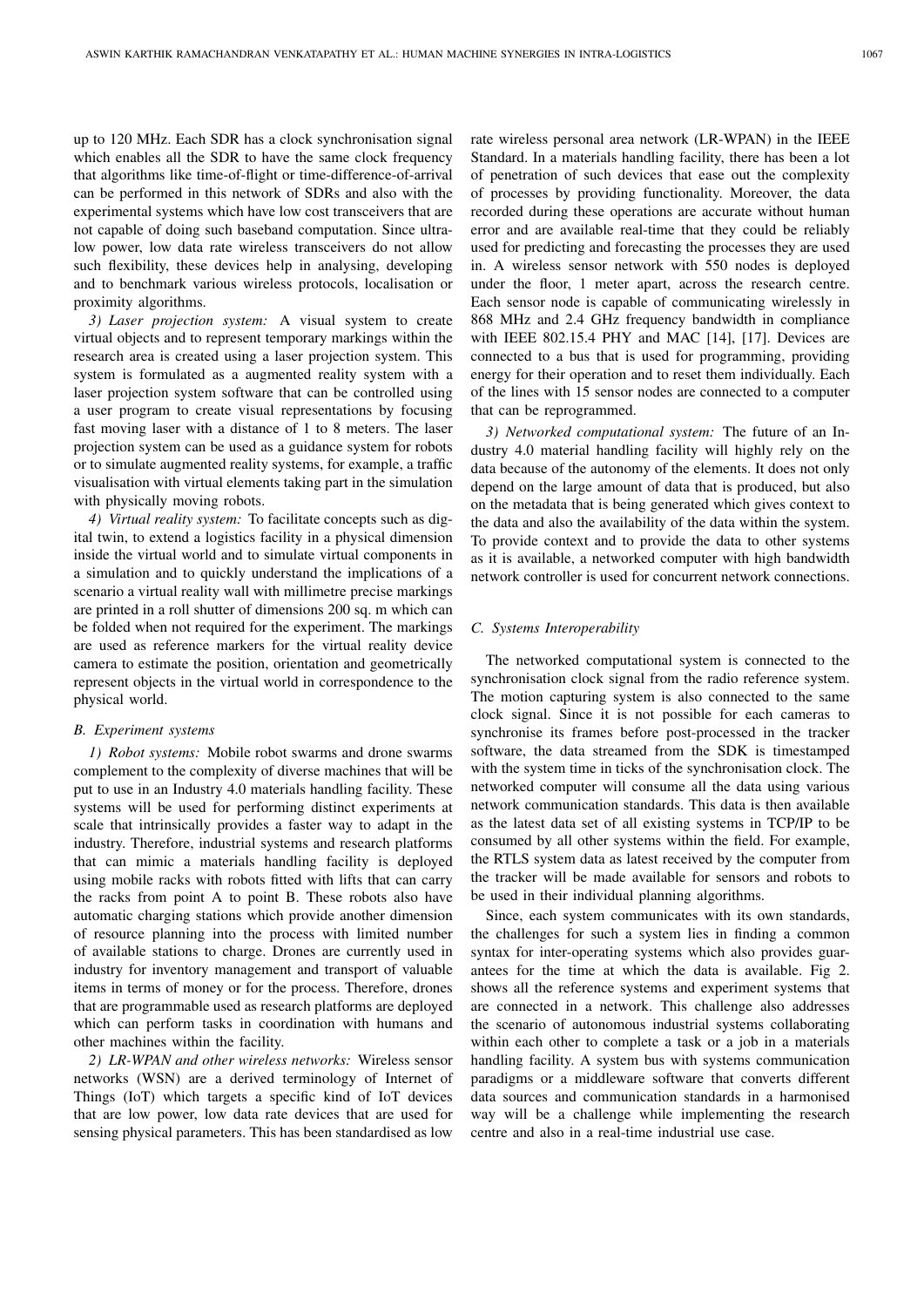up to 120 MHz. Each SDR has a clock synchronisation signal which enables all the SDR to have the same clock frequency that algorithms like time-of-flight or time-difference-of-arrival can be performed in this network of SDRs and also with the experimental systems which have low cost transceivers that are not capable of doing such baseband computation. Since ultra-low power, low data rate wireless transceivers do not allow such flexibility, these devices help in analysing, developing and to benchmark various wireless protocols, localisation or proximity algorithms.

*3) Laser projection system:* A visual system to create virtual objects and to represent temporary markings within the research area is created using a laser projection system. This system is formulated as a augmented reality system with a laser projection system software that can be controlled using a user program to create visual representations by focusing fast moving laser with a distance of 1 to 8 meters. The laser projection system can be used as a guidance system for robots or to simulate augmented reality systems, for example, a traffic visualisation with virtual elements taking part in the simulation with physically moving robots.

*4) Virtual reality system:* To facilitate concepts such as digital twin, to extend a logistics facility in a physical dimension inside the virtual world and to simulate virtual components in a simulation and to quickly understand the implications of a scenario a virtual reality wall with millimetre precise markings are printed in a roll shutter of dimensions 200 sq. m which can be folded when not required for the experiment. The markings are used as reference markers for the virtual reality device camera to estimate the position, orientation and geometrically represent objects in the virtual world in correspondence to the physical world.

### *B. Experiment systems*

*1) Robot systems:* Mobile robot swarms and drone swarms complement to the complexity of diverse machines that will be put to use in an Industry 4.0 materials handling facility. These systems will be used for performing distinct experiments at scale that intrinsically provides a faster way to adapt in the industry. Therefore, industrial systems and research platforms that can mimic a materials handling facility is deployed using mobile racks with robots fitted with lifts that can carry the racks from point A to point B. These robots also have automatic charging stations which provide another dimension of resource planning into the process with limited number of available stations to charge. Drones are currently used in industry for inventory management and transport of valuable items in terms of money or for the process. Therefore, drones that are programmable used as research platforms are deployed which can perform tasks in coordination with humans and other machines within the facility.

*2) LR-WPAN and other wireless networks:* Wireless sensor networks (WSN) are a derived terminology of Internet of Things (IoT) which targets a specific kind of IoT devices that are low power, low data rate devices that are used for sensing physical parameters. This has been standardised as low rate wireless personal area network (LR-WPAN) in the IEEE Standard. In a materials handling facility, there has been a lot of penetration of such devices that ease out the complexity of processes by providing functionality. Moreover, the data recorded during these operations are accurate without human error and are available real-time that they could be reliably used for predicting and forecasting the processes they are used in. A wireless sensor network with 550 nodes is deployed under the floor, 1 meter apart, across the research centre. Each sensor node is capable of communicating wirelessly in 868 MHz and 2.4 GHz frequency bandwidth in compliance with IEEE 802.15.4 PHY and MAC [14], [17]. Devices are connected to a bus that is used for programming, providing energy for their operation and to reset them individually. Each of the lines with 15 sensor nodes are connected to a computer that can be reprogrammed.

*3) Networked computational system:* The future of an Industry 4.0 material handling facility will highly rely on the data because of the autonomy of the elements. It does not only depend on the large amount of data that is produced, but also on the metadata that is being generated which gives context to the data and also the availability of the data within the system. To provide context and to provide the data to other systems as it is available, a networked computer with high bandwidth network controller is used for concurrent network connections.

### *C. Systems Interoperability*

The networked computational system is connected to the synchronisation clock signal from the radio reference system. The motion capturing system is also connected to the same clock signal. Since it is not possible for each cameras to synchronise its frames before post-processed in the tracker software, the data streamed from the SDK is timestamped with the system time in ticks of the synchronisation clock. The networked computer will consume all the data using various network communication standards. This data is then available as the latest data set of all existing systems in TCP/IP to be consumed by all other systems within the field. For example, the RTLS system data as latest received by the computer from the tracker will be made available for sensors and robots to be used in their individual planning algorithms.

Since, each system communicates with its own standards, the challenges for such a system lies in finding a common syntax for inter-operating systems which also provides guarantees for the time at which the data is available. Fig 2. shows all the reference systems and experiment systems that are connected in a network. This challenge also addresses the scenario of autonomous industrial systems collaborating within each other to complete a task or a job in a materials handling facility. A system bus with systems communication paradigms or a middleware software that converts different data sources and communication standards in a harmonised way will be a challenge while implementing the research centre and also in a real-time industrial use case.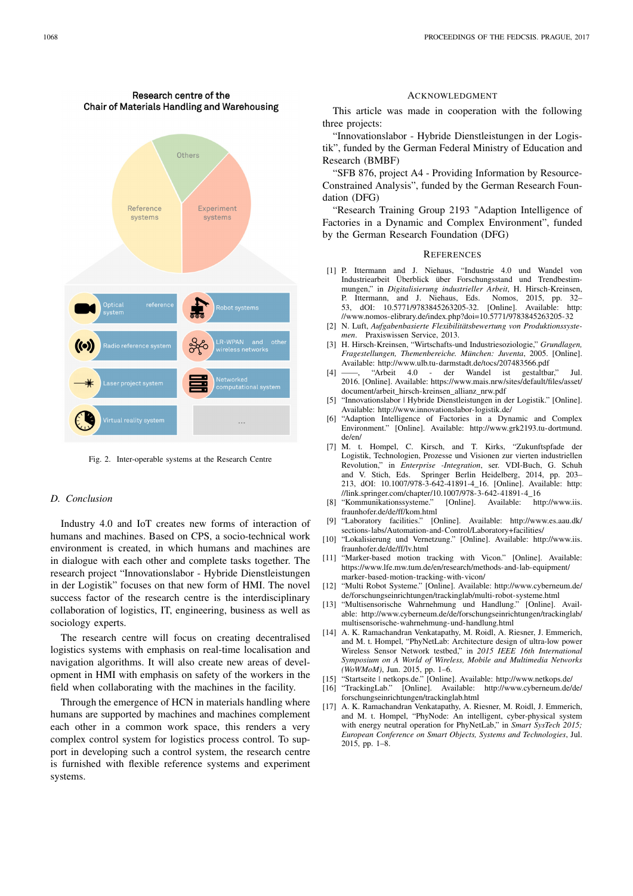Research centre of the
Chair of Materials Handling and Warehousing

Others

Reference systems

Experiment systems

Optical reference system

Robot systems

Radio reference system

LR-WPAN and other wireless networks

Laser project system

Networked computational system

Virtual reality system

...

Fig. 2. Inter-operable systems at the Research Centre

### D. Conclusion

Industry 4.0 and IoT creates new forms of interaction of humans and machines. Based on CPS, a socio-technical work environment is created, in which humans and machines are in dialogue with each other and complete tasks together. The research project "Innovationslabor - Hybride Dienstleistungen in der Logistik" focuses on that new form of HMI. The novel success factor of the research centre is the interdisciplinary collaboration of logistics, IT, engineering, business as well as sociology experts.

The research centre will focus on creating decentralised logistics systems with emphasis on real-time localisation and navigation algorithms. It will also create new areas of development in HMI with emphasis on safety of the workers in the field when collaborating with the machines in the facility.

Through the emergence of HCN in materials handling where humans are supported by machines and machines complement each other in a common work space, this renders a very complex control system for logistics process control. To support in developing such a control system, the research centre is furnished with flexible reference systems and experiment systems.

## ACKNOWLEDGMENT

This article was made in cooperation with the following three projects:

"Innovationslabor - Hybride Dienstleistungen in der Logistik", funded by the German Federal Ministry of Education and Research (BMBF)

"SFB 876, project A4 - Providing Information by Resource-Constrained Analysis", funded by the German Research Foundation (DFG)

"Research Training Group 2193 "Adaption Intelligence of Factories in a Dynamic and Complex Environment", funded by the German Research Foundation (DFG)

## REFERENCES

[1] P. Ittermann and J. Niehaus, "Industrie 4.0 und Wandel von Industriearbeit Überblick über Forschungsstand und Trendbestimmungen," in *Digitalisierung industrieller Arbeit*, H. Hirsch-Kreinsen, P. Ittermann, and J. Niehaus, Eds. Nomos, 2015, pp. 32–53, dOI: 10.5771/9783845263205-32. [Online]. Available: http://www.nomos-elibrary.de/index.php?doi=10.5771/9783845263205-32

[2] N. Luft, *Aufgabenbasierte Flexibilitätsbewertung von Produktionssystemen*. Praxiswissen Service, 2013.

[3] H. Hirsch-Kreinsen, "Wirtschafts-und Industriesoziologie," *Grundlagen, Fragestellungen, Themenbereiche. München: Juventa*, 2005. [Online]. Available: http://www.ulb.tu-darmstadt.de/tocs/207483566.pdf

[4] ——, "Arbeit 4.0 - der Wandel ist gestaltbar," Jul. 2016. [Online]. Available: https://www.mais.nrw/sites/default/files/asset/document/arbeit_hirsch-kreinsen_allianz_nrw.pdf

[5] "Innovationslabor | Hybride Dienstleistungen in der Logistik." [Online]. Available: http://www.innovationslabor-logistik.de/

[6] "Adaption Intelligence of Factories in a Dynamic and Complex Environment." [Online]. Available: http://www.grk2193.tu-dortmund.de/en/

[7] M. t. Hompel, C. Kirsch, and T. Kirks, "Zukunftspfade der Logistik, Technologien, Prozesse und Visionen zur vierten industriellen Revolution," in *Enterprise -Integration*, ser. VDI-Buch, G. Schuh and V. Stich, Eds. Springer Berlin Heidelberg, 2014, pp. 203–213, dOI: 10.1007/978-3-642-41891-4_16. [Online]. Available: http://link.springer.com/chapter/10.1007/978-3-642-41891-4_16

[8] "Kommunikationssysteme." [Online]. Available: http://www.iis.fraunhofer.de/de/ff/kom.html

[9] "Laboratory facilities." [Online]. Available: http://www.es.aau.dk/sections-labs/Automation-and-Control/Laboratory+facilities/

[10] "Lokalisierung und Vernetzung." [Online]. Available: http://www.iis.fraunhofer.de/de/ff/lv.html

[11] "Marker-based motion tracking with Vicon." [Online]. Available: https://www.lfe.mw.tum.de/en/research/methods-and-lab-equipment/marker-based-motion-tracking-with-vicon/

[12] "Multi Robot Systeme." [Online]. Available: http://www.cyberneum.de/de/forschungseinrichtungen/trackinglab/multi-robot-systeme.html

[13] "Multisensorische Wahrnehmung und Handlung." [Online]. Available: http://www.cyberneum.de/de/forschungseinrichtungen/trackinglab/multisensorische-wahrnehmung-und-handlung.html

[14] A. K. Ramachandran Venkatapathy, M. Roidl, A. Riesner, J. Emmerich, and M. t. Hompel, "PhyNetLab: Architecture design of ultra-low power Wireless Sensor Network testbed," in *2015 IEEE 16th International Symposium on A World of Wireless, Mobile and Multimedia Networks (WoWMoM)*, Jun. 2015, pp. 1–6.

[15] "Startseite | netkops.de." [Online]. Available: http://www.netkops.de/

[16] "TrackingLab." [Online]. Available: http://www.cyberneum.de/de/forschungseinrichtungen/trackinglab.html

[17] A. K. Ramachandran Venkatapathy, A. Riesner, M. Roidl, J. Emmerich, and M. t. Hompel, "PhyNode: An intelligent, cyber-physical system with energy neutral operation for PhyNetLab," in *Smart SysTech 2015; European Conference on Smart Objects, Systems and Technologies*, Jul. 2015, pp. 1–8.